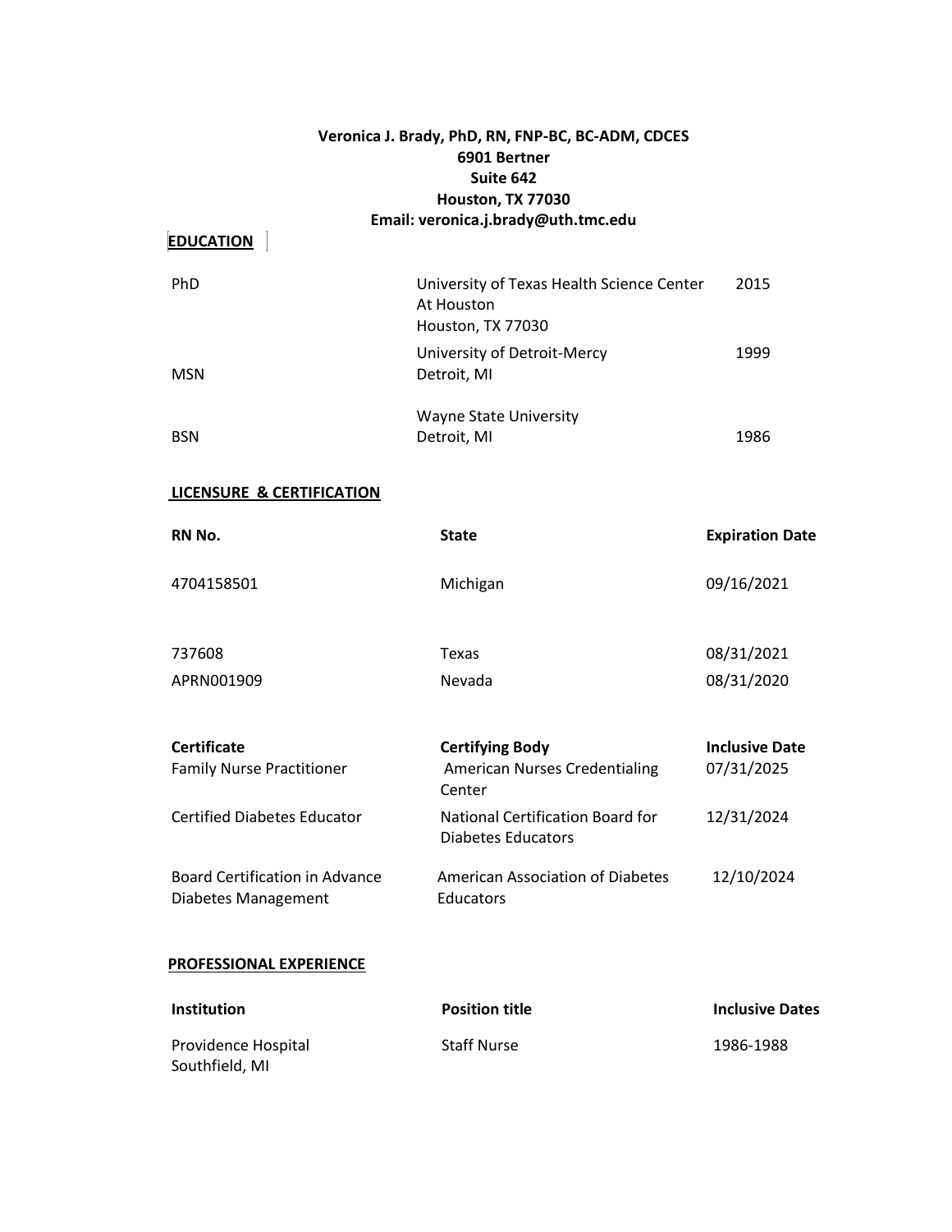**Veronica J. Brady, PhD, RN, FNP-BC, BC-ADM, CDCES**
**6901 Bertner**
**Suite 642**
**Houston, TX 77030**
**Email: veronica.j.brady@uth.tmc.edu**

## EDUCATION

| | | |
|---|---|---|
| PhD | University of Texas Health Science Center At Houston Houston, TX 77030 | 2015 |
| MSN | University of Detroit-Mercy Detroit, MI | 1999 |
| BSN | Wayne State University Detroit, MI | 1986 |

## LICENSURE & CERTIFICATION

| RN No. | State | Expiration Date |
|---|---|---|
| 4704158501 | Michigan | 09/16/2021 |
| 737608 | Texas | 08/31/2021 |
| APRN001909 | Nevada | 08/31/2020 |

| Certificate | Certifying Body | Inclusive Date |
|---|---|---|
| Family Nurse Practitioner | American Nurses Credentialing Center | 07/31/2025 |
| Certified Diabetes Educator | National Certification Board for Diabetes Educators | 12/31/2024 |
| Board Certification in Advance Diabetes Management | American Association of Diabetes Educators | 12/10/2024 |

## PROFESSIONAL EXPERIENCE

| Institution | Position title | Inclusive Dates |
|---|---|---|
| Providence Hospital Southfield, MI | Staff Nurse | 1986-1988 |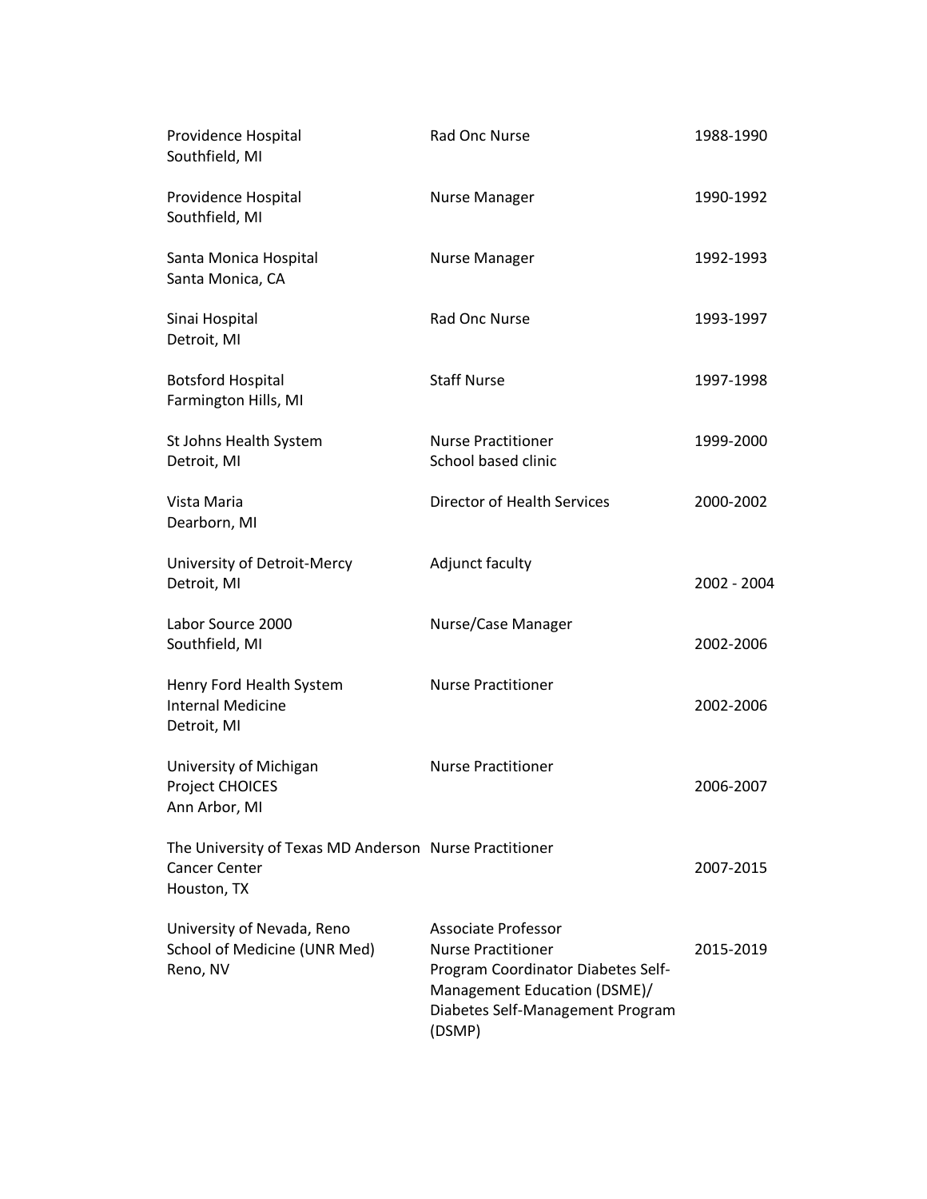| Institution | Position | Years |
|---|---|---|
| Providence Hospital<br>Southfield, MI | Rad Onc Nurse | 1988-1990 |
| Providence Hospital<br>Southfield, MI | Nurse Manager | 1990-1992 |
| Santa Monica Hospital<br>Santa Monica, CA | Nurse Manager | 1992-1993 |
| Sinai Hospital<br>Detroit, MI | Rad Onc Nurse | 1993-1997 |
| Botsford Hospital<br>Farmington Hills, MI | Staff Nurse | 1997-1998 |
| St Johns Health System<br>Detroit, MI | Nurse Practitioner<br>School based clinic | 1999-2000 |
| Vista Maria<br>Dearborn, MI | Director of Health Services | 2000-2002 |
| University of Detroit-Mercy<br>Detroit, MI | Adjunct faculty | 2002 - 2004 |
| Labor Source 2000<br>Southfield, MI | Nurse/Case Manager | 2002-2006 |
| Henry Ford Health System<br>Internal Medicine<br>Detroit, MI | Nurse Practitioner | 2002-2006 |
| University of Michigan<br>Project CHOICES<br>Ann Arbor, MI | Nurse Practitioner | 2006-2007 |
| The University of Texas MD Anderson Cancer Center<br>Houston, TX | Nurse Practitioner | 2007-2015 |
| University of Nevada, Reno<br>School of Medicine (UNR Med)<br>Reno, NV | Associate Professor<br>Nurse Practitioner<br>Program Coordinator Diabetes Self-Management Education (DSME)/ Diabetes Self-Management Program (DSMP) | 2015-2019 |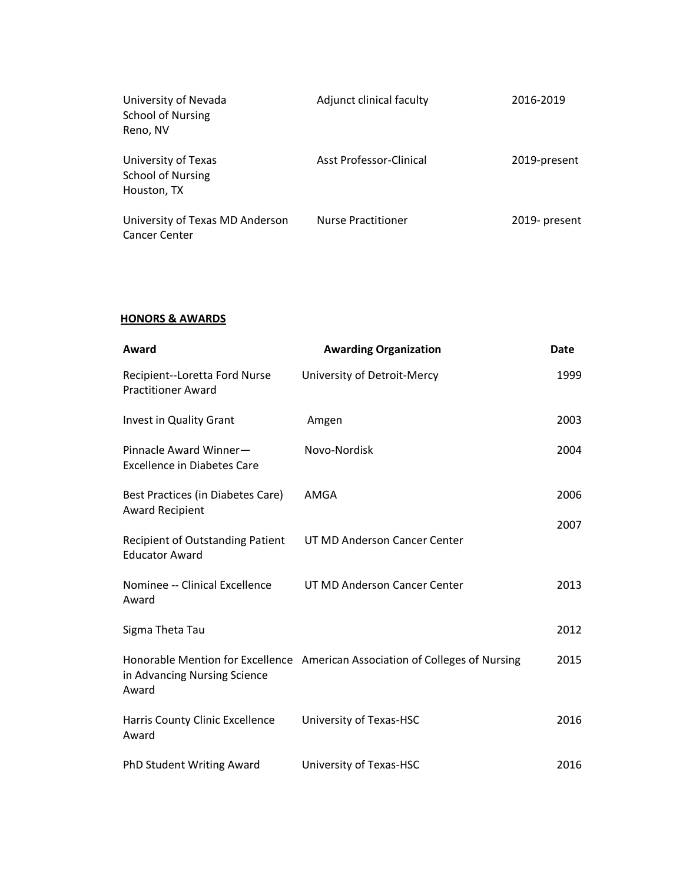| | | |
|---|---|---|
| University of Nevada<br>School of Nursing<br>Reno, NV | Adjunct clinical faculty | 2016-2019 |
| University of Texas<br>School of Nursing<br>Houston, TX | Asst Professor-Clinical | 2019-present |
| University of Texas MD Anderson<br>Cancer Center | Nurse Practitioner | 2019- present |

## HONORS & AWARDS

| Award | Awarding Organization | Date |
|---|---|---|
| Recipient--Loretta Ford Nurse Practitioner Award | University of Detroit-Mercy | 1999 |
| Invest in Quality Grant | Amgen | 2003 |
| Pinnacle Award Winner—Excellence in Diabetes Care | Novo-Nordisk | 2004 |
| Best Practices (in Diabetes Care) Award Recipient | AMGA | 2006 |
| Recipient of Outstanding Patient Educator Award | UT MD Anderson Cancer Center | 2007 |
| Nominee -- Clinical Excellence Award | UT MD Anderson Cancer Center | 2013 |
| Sigma Theta Tau | | 2012 |
| Honorable Mention for Excellence in Advancing Nursing Science Award | American Association of Colleges of Nursing | 2015 |
| Harris County Clinic Excellence Award | University of Texas-HSC | 2016 |
| PhD Student Writing Award | University of Texas-HSC | 2016 |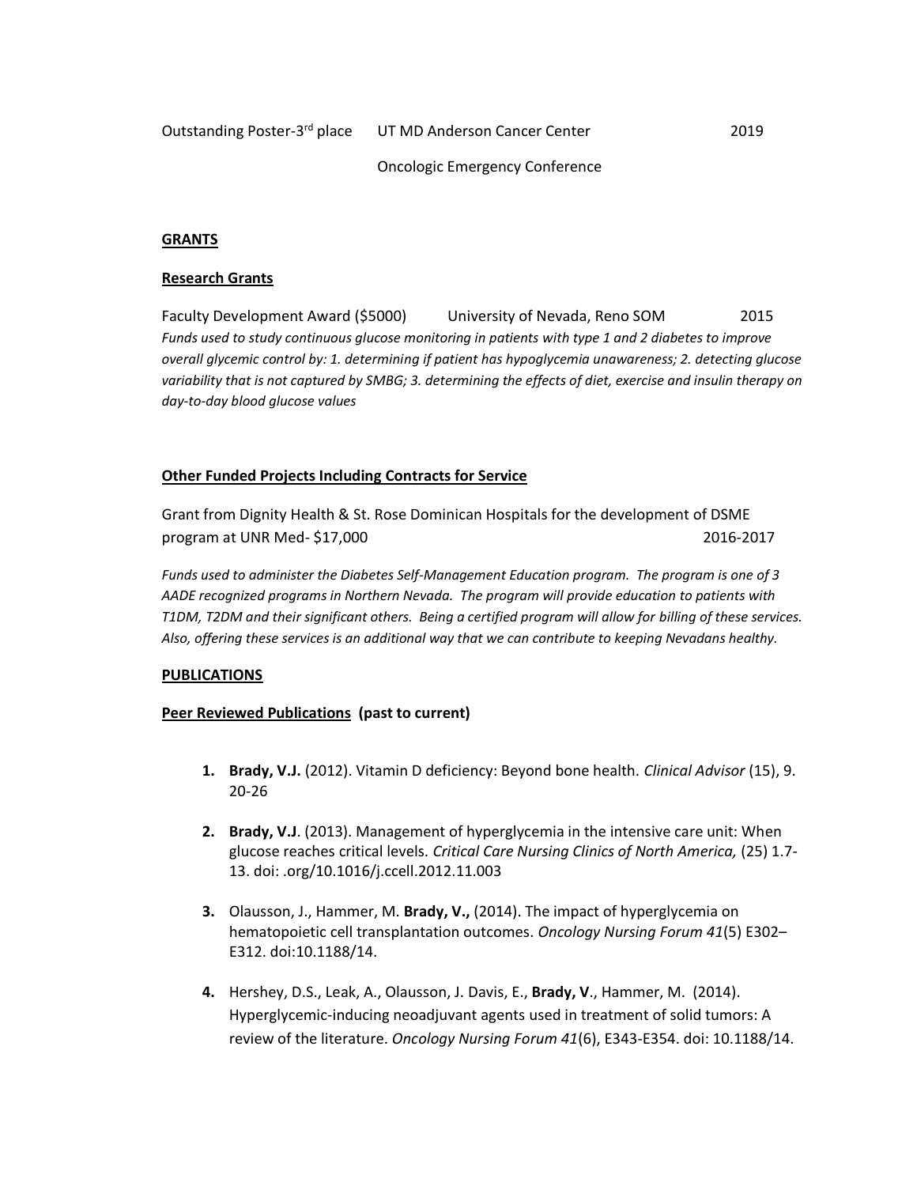Outstanding Poster-3rd place UT MD Anderson Cancer Center 2019

Oncologic Emergency Conference

**GRANTS**

**Research Grants**

Faculty Development Award ($5000) University of Nevada, Reno SOM 2015

*Funds used to study continuous glucose monitoring in patients with type 1 and 2 diabetes to improve overall glycemic control by: 1. determining if patient has hypoglycemia unawareness; 2. detecting glucose variability that is not captured by SMBG; 3. determining the effects of diet, exercise and insulin therapy on day-to-day blood glucose values*

**Other Funded Projects Including Contracts for Service**

Grant from Dignity Health & St. Rose Dominican Hospitals for the development of DSME program at UNR Med- $17,000 2016-2017

*Funds used to administer the Diabetes Self-Management Education program. The program is one of 3 AADE recognized programs in Northern Nevada. The program will provide education to patients with T1DM, T2DM and their significant others. Being a certified program will allow for billing of these services. Also, offering these services is an additional way that we can contribute to keeping Nevadans healthy.*

**PUBLICATIONS**

**Peer Reviewed Publications (past to current)**

1. **Brady, V.J.** (2012). Vitamin D deficiency: Beyond bone health. *Clinical Advisor* (15), 9. 20-26

2. **Brady, V.J**. (2013). Management of hyperglycemia in the intensive care unit: When glucose reaches critical levels. *Critical Care Nursing Clinics of North America,* (25) 1.7-13. doi: .org/10.1016/j.ccell.2012.11.003

3. Olausson, J., Hammer, M. **Brady, V.,** (2014). The impact of hyperglycemia on hematopoietic cell transplantation outcomes. *Oncology Nursing Forum 41*(5) E302–E312. doi:10.1188/14.

4. Hershey, D.S., Leak, A., Olausson, J. Davis, E., **Brady, V**., Hammer, M. (2014). Hyperglycemic-inducing neoadjuvant agents used in treatment of solid tumors: A review of the literature. *Oncology Nursing Forum 41*(6), E343-E354. doi: 10.1188/14.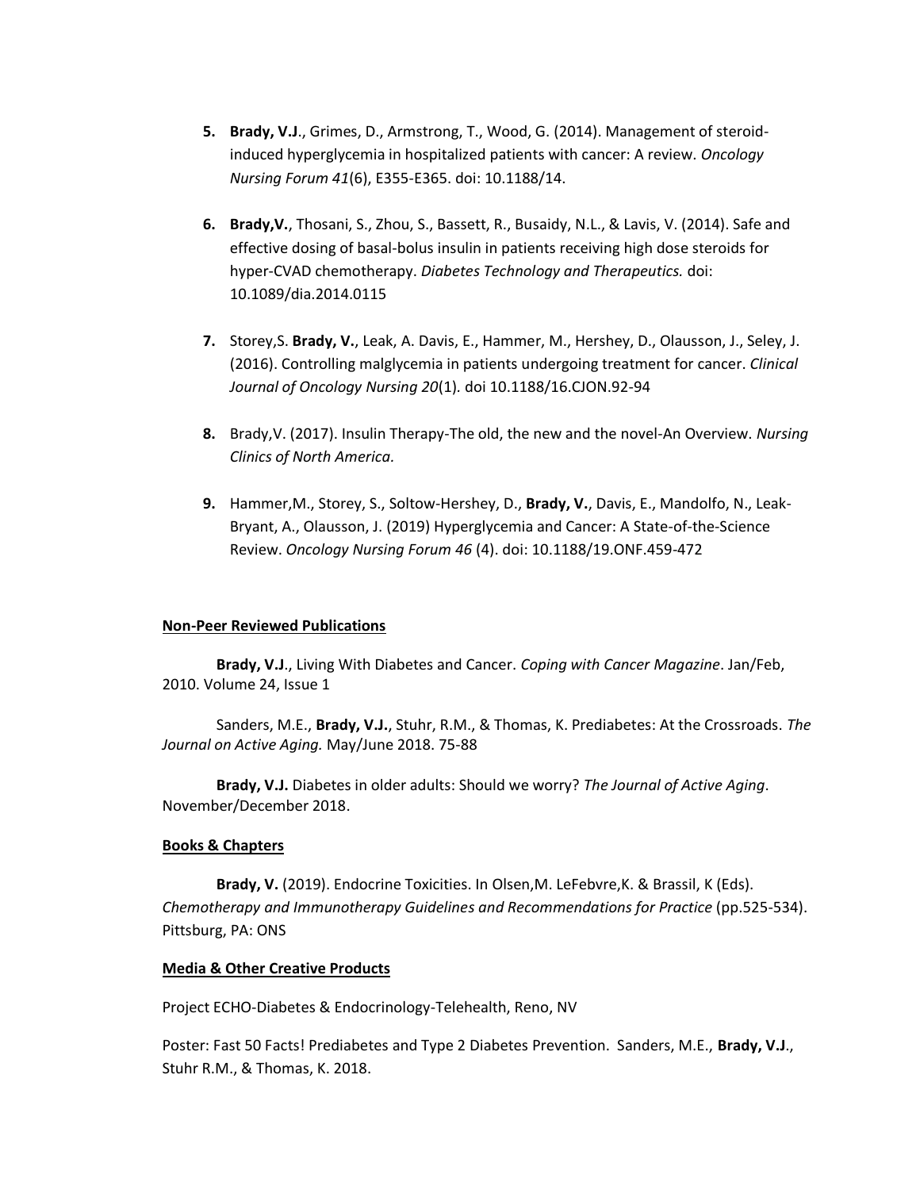5. **Brady, V.J**., Grimes, D., Armstrong, T., Wood, G. (2014). Management of steroid-induced hyperglycemia in hospitalized patients with cancer: A review. *Oncology Nursing Forum 41*(6), E355-E365. doi: 10.1188/14.

6. **Brady,V.**, Thosani, S., Zhou, S., Bassett, R., Busaidy, N.L., & Lavis, V. (2014). Safe and effective dosing of basal-bolus insulin in patients receiving high dose steroids for hyper-CVAD chemotherapy. *Diabetes Technology and Therapeutics.* doi: 10.1089/dia.2014.0115

7. Storey,S. **Brady, V.**, Leak, A. Davis, E., Hammer, M., Hershey, D., Olausson, J., Seley, J. (2016). Controlling malglycemia in patients undergoing treatment for cancer. *Clinical Journal of Oncology Nursing 20*(1)*.* doi 10.1188/16.CJON.92-94

8. Brady,V. (2017). Insulin Therapy-The old, the new and the novel-An Overview. *Nursing Clinics of North America.*

9. Hammer,M., Storey, S., Soltow-Hershey, D., **Brady, V.**, Davis, E., Mandolfo, N., Leak-Bryant, A., Olausson, J. (2019) Hyperglycemia and Cancer: A State-of-the-Science Review. *Oncology Nursing Forum 46* (4). doi: 10.1188/19.ONF.459-472

**Non-Peer Reviewed Publications**

**Brady, V.J**., Living With Diabetes and Cancer. *Coping with Cancer Magazine*. Jan/Feb, 2010. Volume 24, Issue 1

Sanders, M.E., **Brady, V.J.**, Stuhr, R.M., & Thomas, K. Prediabetes: At the Crossroads. *The Journal on Active Aging.* May/June 2018. 75-88

**Brady, V.J.** Diabetes in older adults: Should we worry? *The Journal of Active Aging*. November/December 2018.

**Books & Chapters**

**Brady, V.** (2019). Endocrine Toxicities. In Olsen,M. LeFebvre,K. & Brassil, K (Eds). *Chemotherapy and Immunotherapy Guidelines and Recommendations for Practice* (pp.525-534). Pittsburg, PA: ONS

**Media & Other Creative Products**

Project ECHO-Diabetes & Endocrinology-Telehealth, Reno, NV

Poster: Fast 50 Facts! Prediabetes and Type 2 Diabetes Prevention. Sanders, M.E., **Brady, V.J**., Stuhr R.M., & Thomas, K. 2018.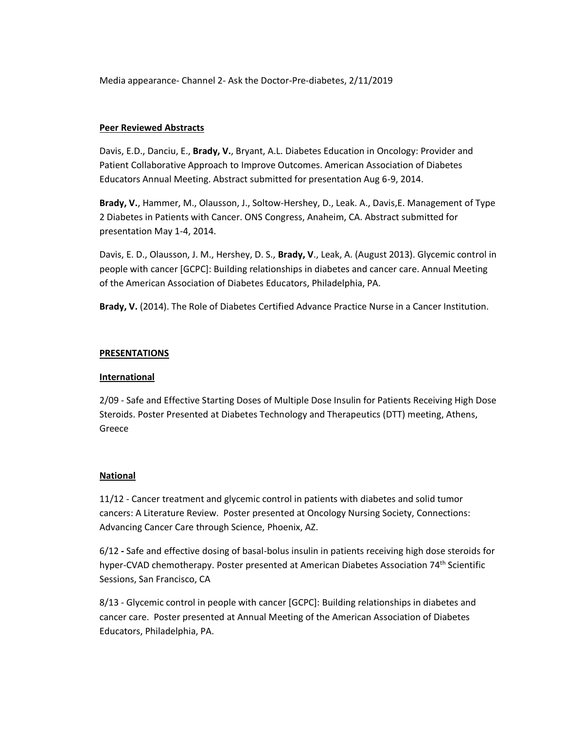Media appearance- Channel 2- Ask the Doctor-Pre-diabetes, 2/11/2019

**Peer Reviewed Abstracts**

Davis, E.D., Danciu, E., **Brady, V.**, Bryant, A.L. Diabetes Education in Oncology: Provider and Patient Collaborative Approach to Improve Outcomes. American Association of Diabetes Educators Annual Meeting. Abstract submitted for presentation Aug 6-9, 2014.

**Brady, V.**, Hammer, M., Olausson, J., Soltow-Hershey, D., Leak. A., Davis,E. Management of Type 2 Diabetes in Patients with Cancer. ONS Congress, Anaheim, CA. Abstract submitted for presentation May 1-4, 2014.

Davis, E. D., Olausson, J. M., Hershey, D. S., **Brady, V**., Leak, A. (August 2013). Glycemic control in people with cancer [GCPC]: Building relationships in diabetes and cancer care. Annual Meeting of the American Association of Diabetes Educators, Philadelphia, PA.

**Brady, V.** (2014). The Role of Diabetes Certified Advance Practice Nurse in a Cancer Institution.

**PRESENTATIONS**

**International**

2/09 - Safe and Effective Starting Doses of Multiple Dose Insulin for Patients Receiving High Dose Steroids. Poster Presented at Diabetes Technology and Therapeutics (DTT) meeting, Athens, Greece

**National**

11/12 - Cancer treatment and glycemic control in patients with diabetes and solid tumor cancers: A Literature Review. Poster presented at Oncology Nursing Society, Connections: Advancing Cancer Care through Science, Phoenix, AZ.

6/12 **-** Safe and effective dosing of basal-bolus insulin in patients receiving high dose steroids for hyper-CVAD chemotherapy. Poster presented at American Diabetes Association 74th Scientific Sessions, San Francisco, CA

8/13 - Glycemic control in people with cancer [GCPC]: Building relationships in diabetes and cancer care. Poster presented at Annual Meeting of the American Association of Diabetes Educators, Philadelphia, PA.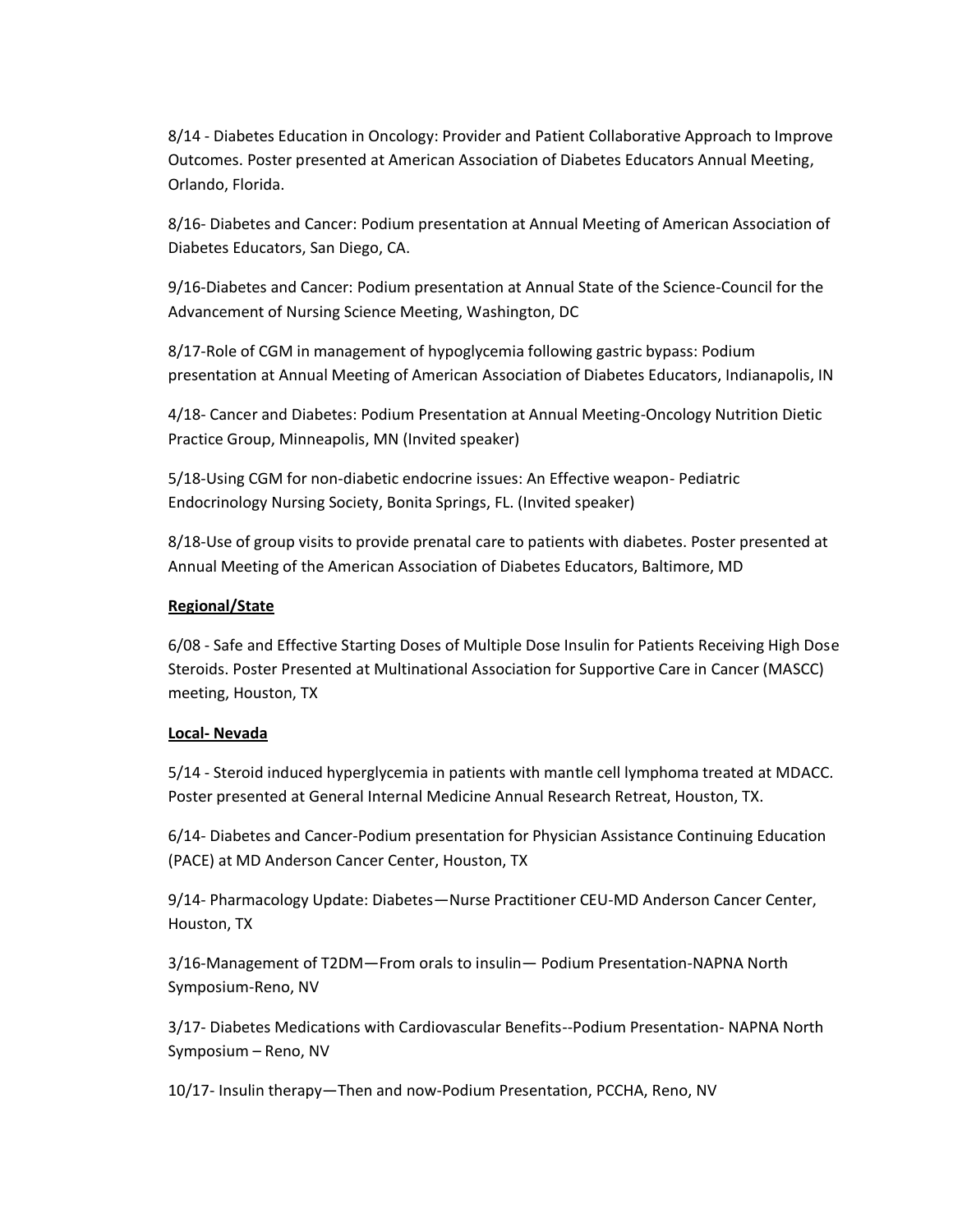8/14 - Diabetes Education in Oncology: Provider and Patient Collaborative Approach to Improve Outcomes. Poster presented at American Association of Diabetes Educators Annual Meeting, Orlando, Florida.

8/16- Diabetes and Cancer: Podium presentation at Annual Meeting of American Association of Diabetes Educators, San Diego, CA.

9/16-Diabetes and Cancer: Podium presentation at Annual State of the Science-Council for the Advancement of Nursing Science Meeting, Washington, DC

8/17-Role of CGM in management of hypoglycemia following gastric bypass: Podium presentation at Annual Meeting of American Association of Diabetes Educators, Indianapolis, IN

4/18- Cancer and Diabetes: Podium Presentation at Annual Meeting-Oncology Nutrition Dietic Practice Group, Minneapolis, MN (Invited speaker)

5/18-Using CGM for non-diabetic endocrine issues: An Effective weapon- Pediatric Endocrinology Nursing Society, Bonita Springs, FL. (Invited speaker)

8/18-Use of group visits to provide prenatal care to patients with diabetes. Poster presented at Annual Meeting of the American Association of Diabetes Educators, Baltimore, MD

**Regional/State**

6/08 - Safe and Effective Starting Doses of Multiple Dose Insulin for Patients Receiving High Dose Steroids. Poster Presented at Multinational Association for Supportive Care in Cancer (MASCC) meeting, Houston, TX

**Local- Nevada**

5/14 - Steroid induced hyperglycemia in patients with mantle cell lymphoma treated at MDACC. Poster presented at General Internal Medicine Annual Research Retreat, Houston, TX.

6/14- Diabetes and Cancer-Podium presentation for Physician Assistance Continuing Education (PACE) at MD Anderson Cancer Center, Houston, TX

9/14- Pharmacology Update: Diabetes—Nurse Practitioner CEU-MD Anderson Cancer Center, Houston, TX

3/16-Management of T2DM—From orals to insulin— Podium Presentation-NAPNA North Symposium-Reno, NV

3/17- Diabetes Medications with Cardiovascular Benefits--Podium Presentation- NAPNA North Symposium – Reno, NV

10/17- Insulin therapy—Then and now-Podium Presentation, PCCHA, Reno, NV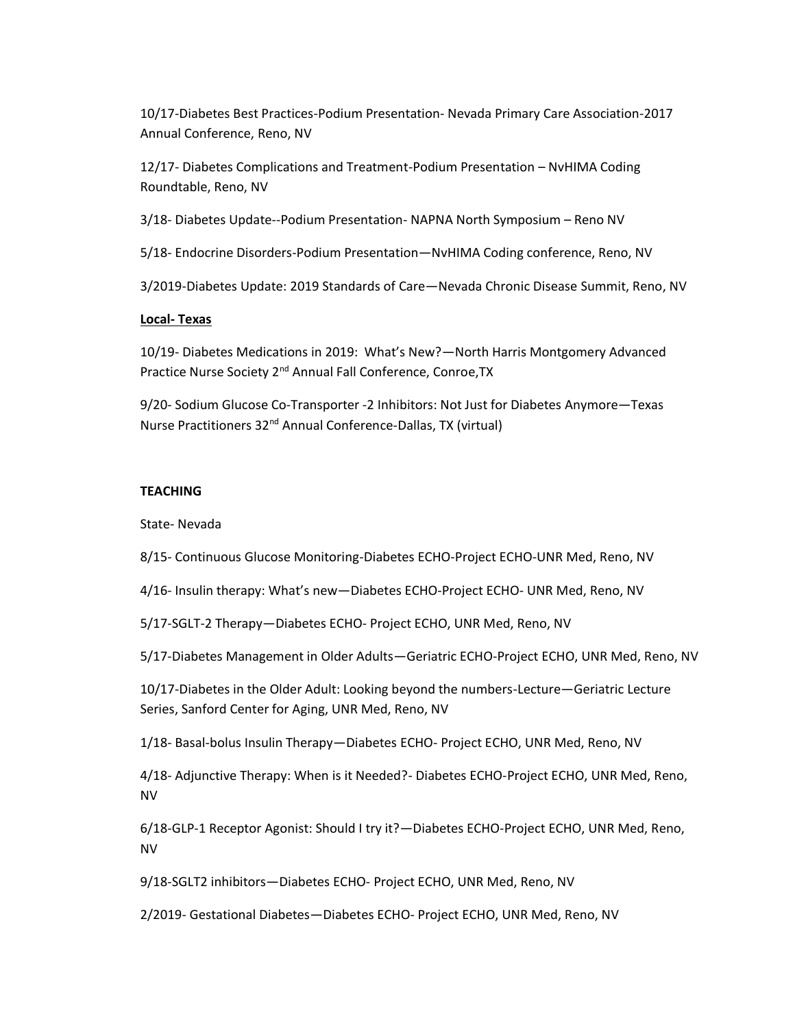10/17-Diabetes Best Practices-Podium Presentation- Nevada Primary Care Association-2017 Annual Conference, Reno, NV

12/17- Diabetes Complications and Treatment-Podium Presentation – NvHIMA Coding Roundtable, Reno, NV

3/18- Diabetes Update--Podium Presentation- NAPNA North Symposium – Reno NV

5/18- Endocrine Disorders-Podium Presentation—NvHIMA Coding conference, Reno, NV

3/2019-Diabetes Update: 2019 Standards of Care—Nevada Chronic Disease Summit, Reno, NV

**Local- Texas**

10/19- Diabetes Medications in 2019: What's New?—North Harris Montgomery Advanced Practice Nurse Society 2nd Annual Fall Conference, Conroe,TX

9/20- Sodium Glucose Co-Transporter -2 Inhibitors: Not Just for Diabetes Anymore—Texas Nurse Practitioners 32nd Annual Conference-Dallas, TX (virtual)

**TEACHING**

State- Nevada

8/15- Continuous Glucose Monitoring-Diabetes ECHO-Project ECHO-UNR Med, Reno, NV

4/16- Insulin therapy: What's new—Diabetes ECHO-Project ECHO- UNR Med, Reno, NV

5/17-SGLT-2 Therapy—Diabetes ECHO- Project ECHO, UNR Med, Reno, NV

5/17-Diabetes Management in Older Adults—Geriatric ECHO-Project ECHO, UNR Med, Reno, NV

10/17-Diabetes in the Older Adult: Looking beyond the numbers-Lecture—Geriatric Lecture Series, Sanford Center for Aging, UNR Med, Reno, NV

1/18- Basal-bolus Insulin Therapy—Diabetes ECHO- Project ECHO, UNR Med, Reno, NV

4/18- Adjunctive Therapy: When is it Needed?- Diabetes ECHO-Project ECHO, UNR Med, Reno, NV

6/18-GLP-1 Receptor Agonist: Should I try it?—Diabetes ECHO-Project ECHO, UNR Med, Reno, NV

9/18-SGLT2 inhibitors—Diabetes ECHO- Project ECHO, UNR Med, Reno, NV

2/2019- Gestational Diabetes—Diabetes ECHO- Project ECHO, UNR Med, Reno, NV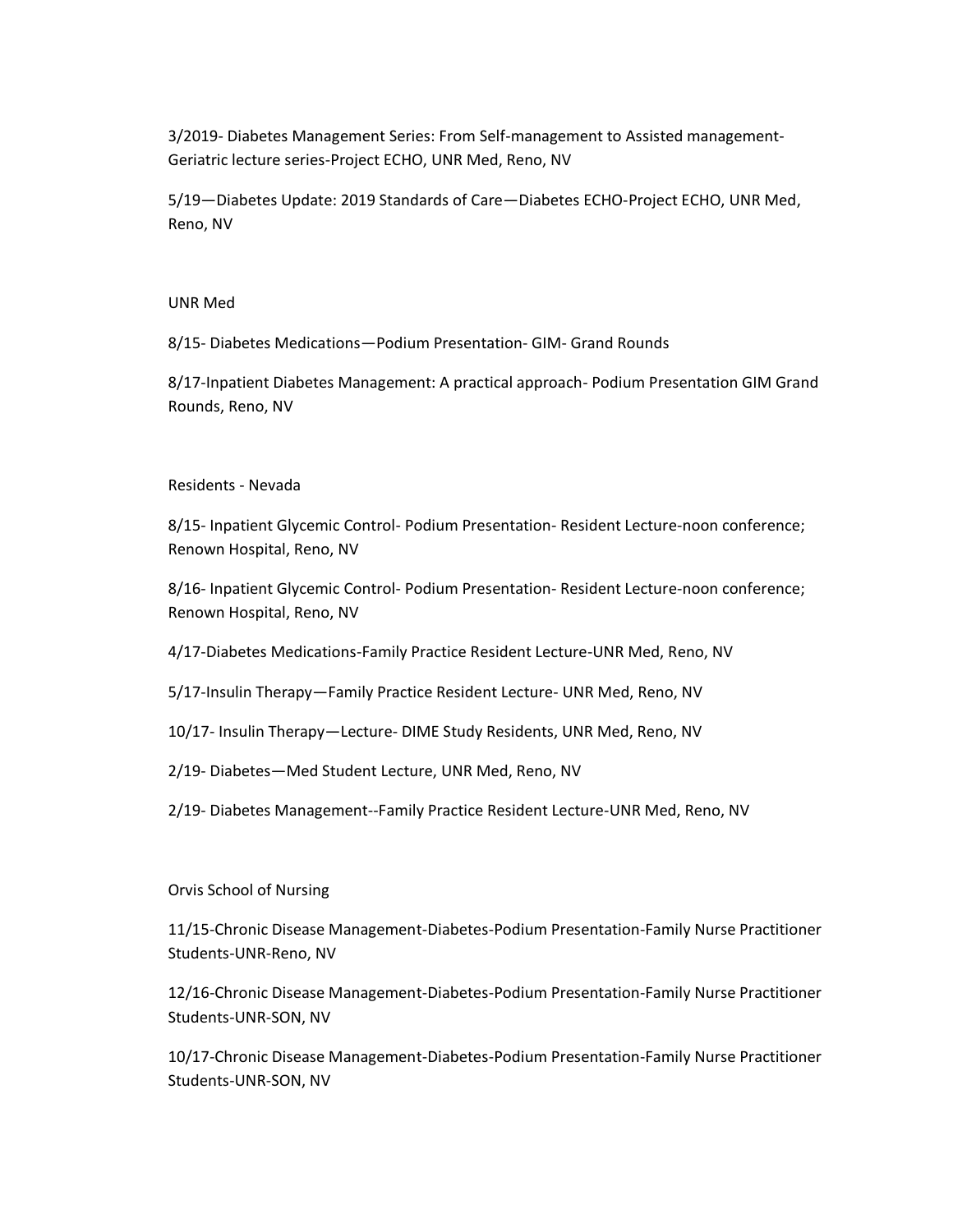3/2019- Diabetes Management Series: From Self-management to Assisted management-Geriatric lecture series-Project ECHO, UNR Med, Reno, NV

5/19—Diabetes Update: 2019 Standards of Care—Diabetes ECHO-Project ECHO, UNR Med, Reno, NV

UNR Med

8/15- Diabetes Medications—Podium Presentation- GIM- Grand Rounds

8/17-Inpatient Diabetes Management: A practical approach- Podium Presentation GIM Grand Rounds, Reno, NV

Residents - Nevada

8/15- Inpatient Glycemic Control- Podium Presentation- Resident Lecture-noon conference; Renown Hospital, Reno, NV

8/16- Inpatient Glycemic Control- Podium Presentation- Resident Lecture-noon conference; Renown Hospital, Reno, NV

4/17-Diabetes Medications-Family Practice Resident Lecture-UNR Med, Reno, NV

5/17-Insulin Therapy—Family Practice Resident Lecture- UNR Med, Reno, NV

10/17- Insulin Therapy—Lecture- DIME Study Residents, UNR Med, Reno, NV

2/19- Diabetes—Med Student Lecture, UNR Med, Reno, NV

2/19- Diabetes Management--Family Practice Resident Lecture-UNR Med, Reno, NV

Orvis School of Nursing

11/15-Chronic Disease Management-Diabetes-Podium Presentation-Family Nurse Practitioner Students-UNR-Reno, NV

12/16-Chronic Disease Management-Diabetes-Podium Presentation-Family Nurse Practitioner Students-UNR-SON, NV

10/17-Chronic Disease Management-Diabetes-Podium Presentation-Family Nurse Practitioner Students-UNR-SON, NV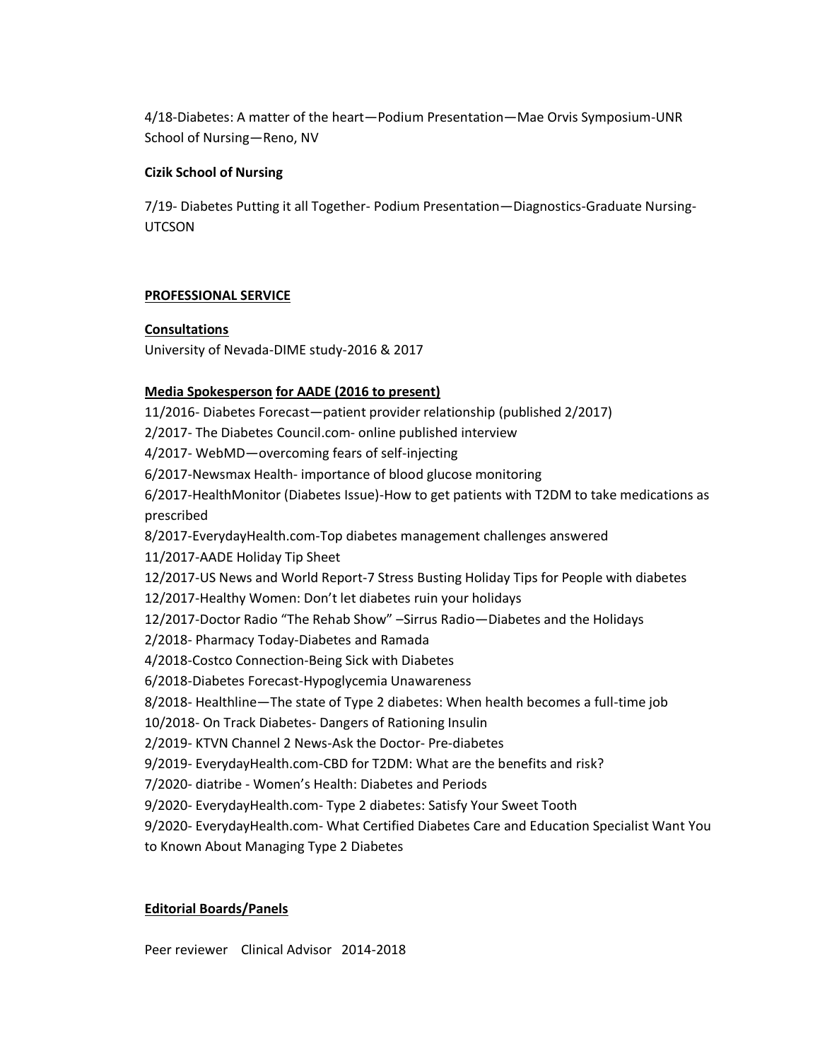4/18-Diabetes: A matter of the heart—Podium Presentation—Mae Orvis Symposium-UNR School of Nursing—Reno, NV

**Cizik School of Nursing**

7/19- Diabetes Putting it all Together- Podium Presentation—Diagnostics-Graduate Nursing-UTCSON

## PROFESSIONAL SERVICE

### Consultations

University of Nevada-DIME study-2016 & 2017

### Media Spokesperson for AADE (2016 to present)

11/2016- Diabetes Forecast—patient provider relationship (published 2/2017)
2/2017- The Diabetes Council.com- online published interview
4/2017- WebMD—overcoming fears of self-injecting
6/2017-Newsmax Health- importance of blood glucose monitoring
6/2017-HealthMonitor (Diabetes Issue)-How to get patients with T2DM to take medications as prescribed
8/2017-EverydayHealth.com-Top diabetes management challenges answered
11/2017-AADE Holiday Tip Sheet
12/2017-US News and World Report-7 Stress Busting Holiday Tips for People with diabetes
12/2017-Healthy Women: Don't let diabetes ruin your holidays
12/2017-Doctor Radio "The Rehab Show" –Sirrus Radio—Diabetes and the Holidays
2/2018- Pharmacy Today-Diabetes and Ramada
4/2018-Costco Connection-Being Sick with Diabetes
6/2018-Diabetes Forecast-Hypoglycemia Unawareness
8/2018- Healthline—The state of Type 2 diabetes: When health becomes a full-time job
10/2018- On Track Diabetes- Dangers of Rationing Insulin
2/2019- KTVN Channel 2 News-Ask the Doctor- Pre-diabetes
9/2019- EverydayHealth.com-CBD for T2DM: What are the benefits and risk?
7/2020- diatribe - Women's Health: Diabetes and Periods
9/2020- EverydayHealth.com- Type 2 diabetes: Satisfy Your Sweet Tooth
9/2020- EverydayHealth.com- What Certified Diabetes Care and Education Specialist Want You to Known About Managing Type 2 Diabetes

### Editorial Boards/Panels

Peer reviewer Clinical Advisor 2014-2018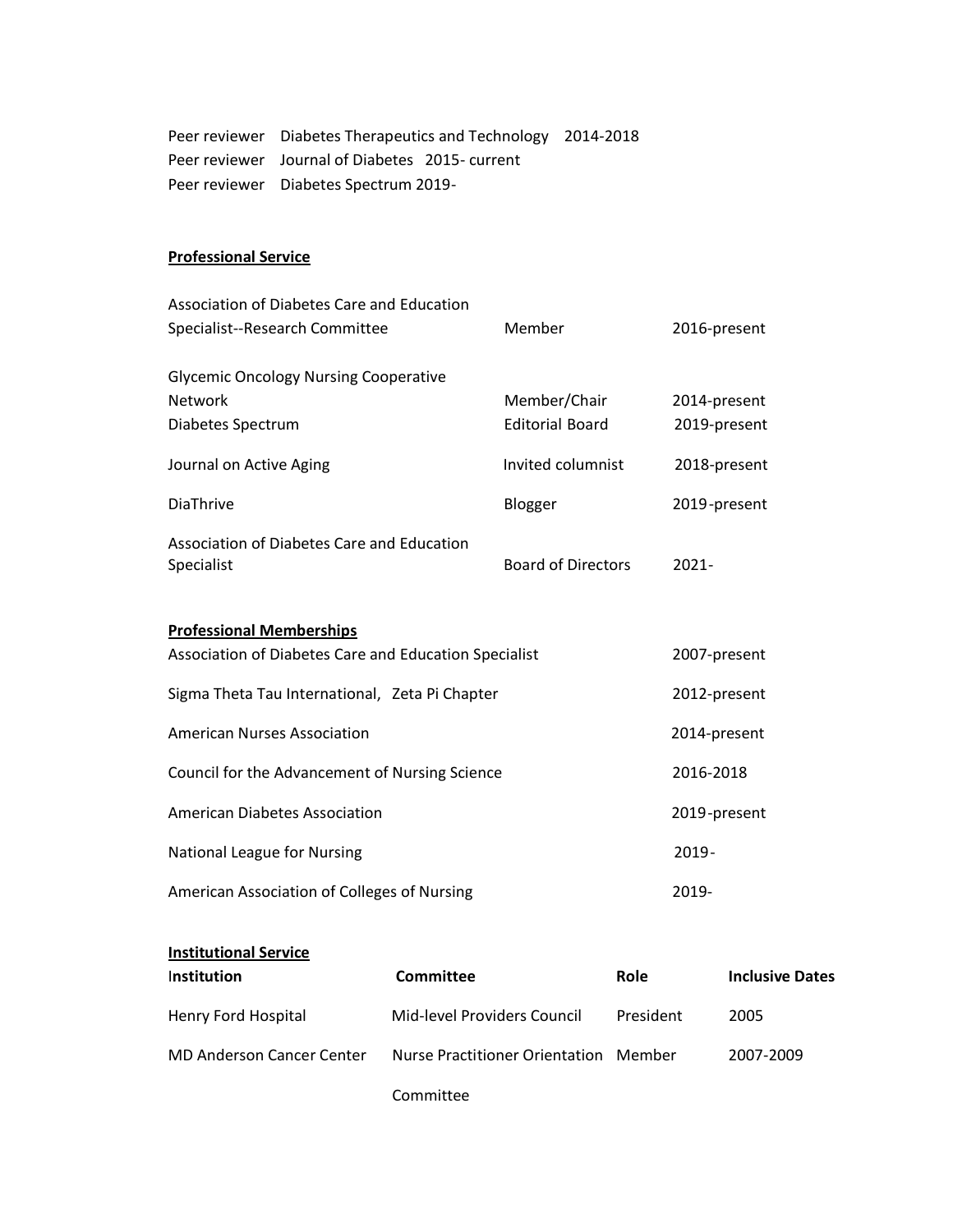Peer reviewer  Diabetes Therapeutics and Technology  2014-2018
Peer reviewer  Journal of Diabetes  2015- current
Peer reviewer  Diabetes Spectrum 2019-

**Professional Service**

| | | |
|---|---|---|
| Association of Diabetes Care and Education Specialist--Research Committee | Member | 2016-present |
| Glycemic Oncology Nursing Cooperative Network | Member/Chair | 2014-present |
| Diabetes Spectrum | Editorial Board | 2019-present |
| Journal on Active Aging | Invited columnist | 2018-present |
| DiaThrive | Blogger | 2019-present |
| Association of Diabetes Care and Education Specialist | Board of Directors | 2021- |

**Professional Memberships**

| | |
|---|---|
| Association of Diabetes Care and Education Specialist | 2007-present |
| Sigma Theta Tau International, Zeta Pi Chapter | 2012-present |
| American Nurses Association | 2014-present |
| Council for the Advancement of Nursing Science | 2016-2018 |
| American Diabetes Association | 2019-present |
| National League for Nursing | 2019- |
| American Association of Colleges of Nursing | 2019- |

**Institutional Service**

| Institution | Committee | Role | Inclusive Dates |
|---|---|---|---|
| Henry Ford Hospital | Mid-level Providers Council | President | 2005 |
| MD Anderson Cancer Center | Nurse Practitioner Orientation Committee | Member | 2007-2009 |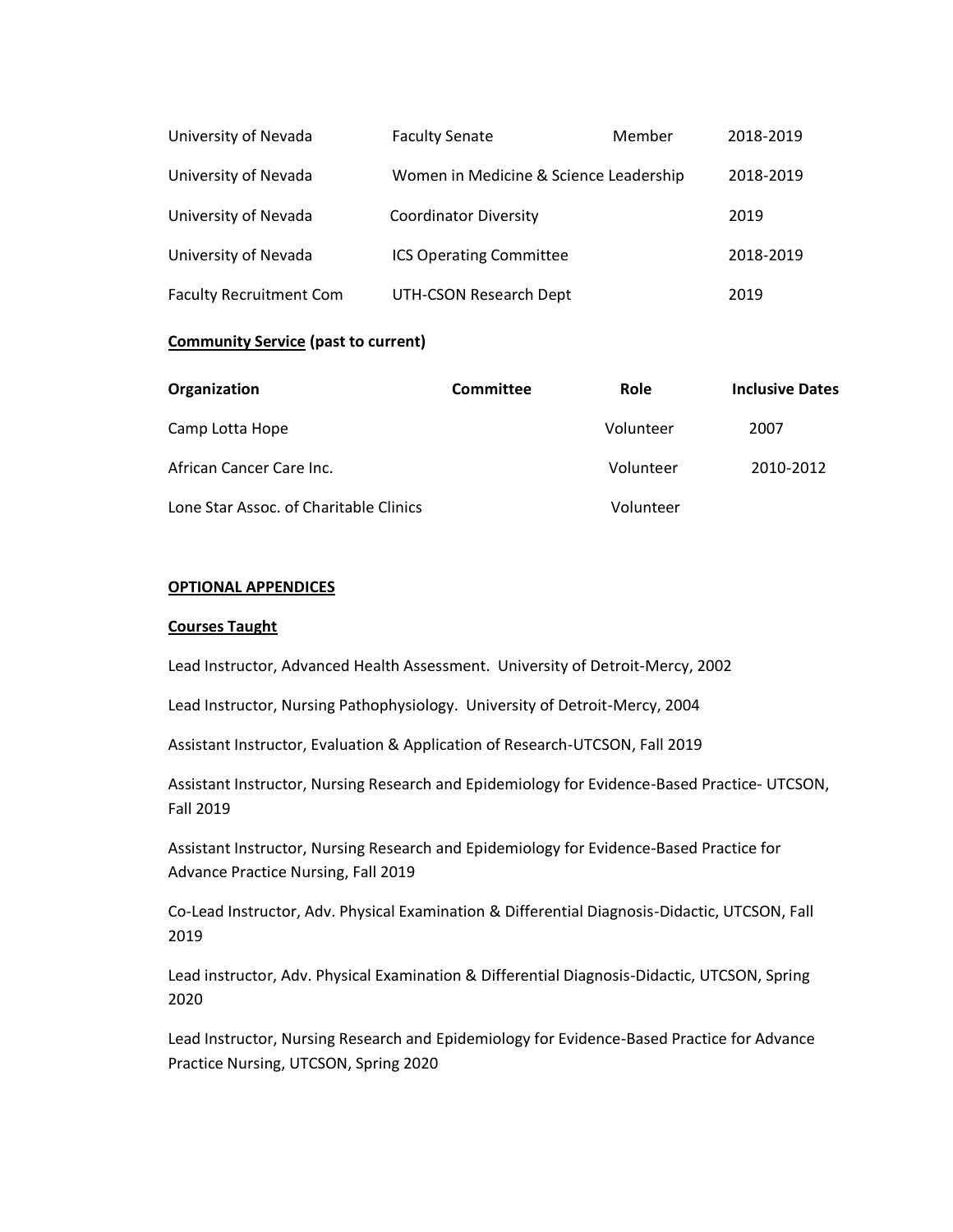| | | | |
|---|---|---|---|
| University of Nevada | Faculty Senate | Member | 2018-2019 |
| University of Nevada | Women in Medicine & Science Leadership | | 2018-2019 |
| University of Nevada | Coordinator Diversity | | 2019 |
| University of Nevada | ICS Operating Committee | | 2018-2019 |
| Faculty Recruitment Com | UTH-CSON Research Dept | | 2019 |

**Community Service (past to current)**

| Organization | Committee | Role | Inclusive Dates |
|---|---|---|---|
| Camp Lotta Hope | | Volunteer | 2007 |
| African Cancer Care Inc. | | Volunteer | 2010-2012 |
| Lone Star Assoc. of Charitable Clinics | | Volunteer | |

**OPTIONAL APPENDICES**

**Courses Taught**

Lead Instructor, Advanced Health Assessment. University of Detroit-Mercy, 2002

Lead Instructor, Nursing Pathophysiology. University of Detroit-Mercy, 2004

Assistant Instructor, Evaluation & Application of Research-UTCSON, Fall 2019

Assistant Instructor, Nursing Research and Epidemiology for Evidence-Based Practice- UTCSON, Fall 2019

Assistant Instructor, Nursing Research and Epidemiology for Evidence-Based Practice for Advance Practice Nursing, Fall 2019

Co-Lead Instructor, Adv. Physical Examination & Differential Diagnosis-Didactic, UTCSON, Fall 2019

Lead instructor, Adv. Physical Examination & Differential Diagnosis-Didactic, UTCSON, Spring 2020

Lead Instructor, Nursing Research and Epidemiology for Evidence-Based Practice for Advance Practice Nursing, UTCSON, Spring 2020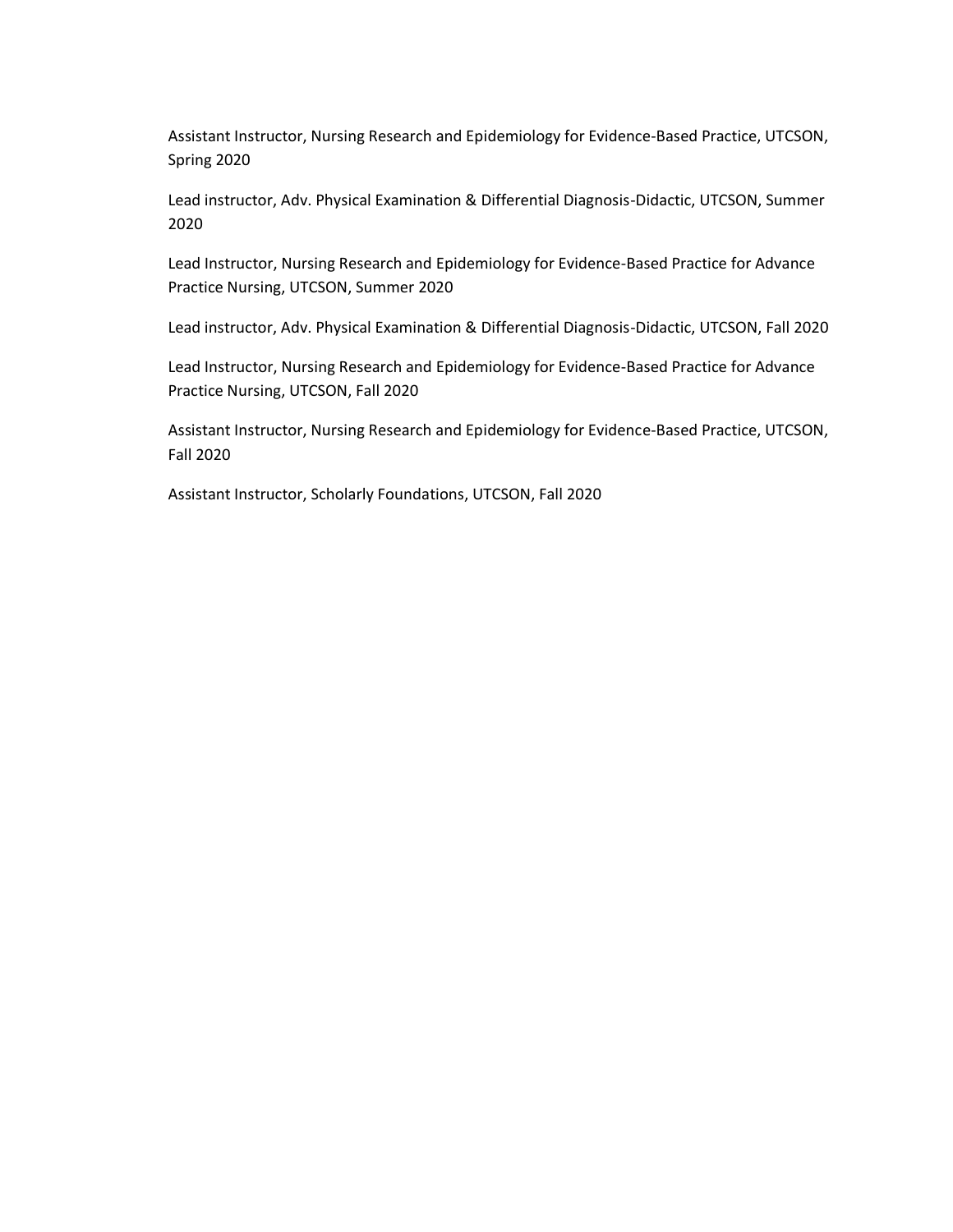Assistant Instructor, Nursing Research and Epidemiology for Evidence-Based Practice, UTCSON, Spring 2020

Lead instructor, Adv. Physical Examination & Differential Diagnosis-Didactic, UTCSON, Summer 2020

Lead Instructor, Nursing Research and Epidemiology for Evidence-Based Practice for Advance Practice Nursing, UTCSON, Summer 2020

Lead instructor, Adv. Physical Examination & Differential Diagnosis-Didactic, UTCSON, Fall 2020

Lead Instructor, Nursing Research and Epidemiology for Evidence-Based Practice for Advance Practice Nursing, UTCSON, Fall 2020

Assistant Instructor, Nursing Research and Epidemiology for Evidence-Based Practice, UTCSON, Fall 2020

Assistant Instructor, Scholarly Foundations, UTCSON, Fall 2020